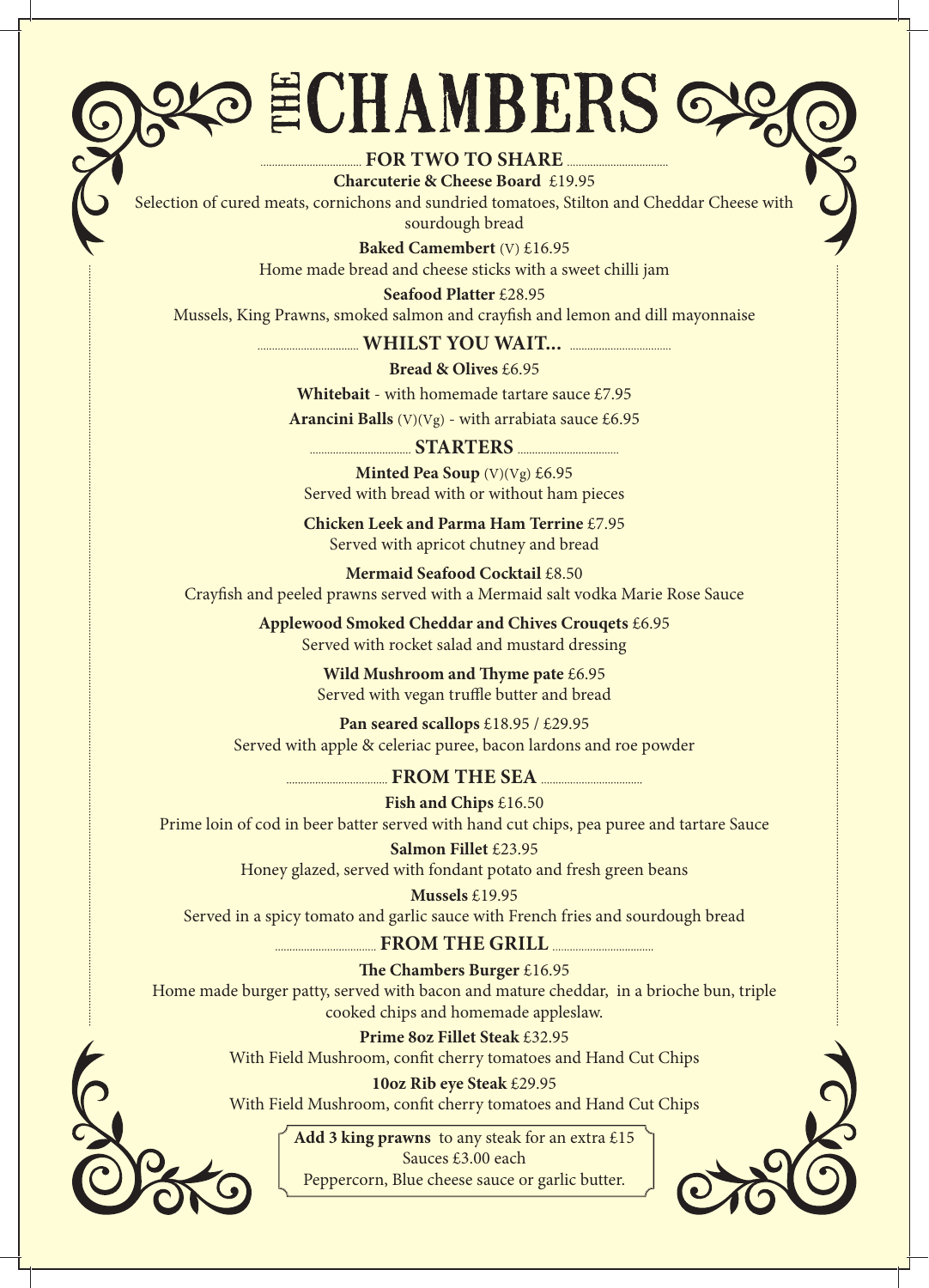# THE CHAMBERS

## FOR TWO TO SHARE

**Charcuterie & Cheese Board** £19.95
Selection of cured meats, cornichons and sundried tomatoes, Stilton and Cheddar Cheese with sourdough bread

**Baked Camembert** (V) £16.95
Home made bread and cheese sticks with a sweet chilli jam

**Seafood Platter** £28.95
Mussels, King Prawns, smoked salmon and crayfish and lemon and dill mayonnaise

## WHILST YOU WAIT...

**Bread & Olives** £6.95

**Whitebait** - with homemade tartare sauce £7.95

**Arancini Balls** (V)(Vg) - with arrabiata sauce £6.95

## STARTERS

**Minted Pea Soup** (V)(Vg) £6.95
Served with bread with or without ham pieces

**Chicken Leek and Parma Ham Terrine** £7.95
Served with apricot chutney and bread

**Mermaid Seafood Cocktail** £8.50
Crayfish and peeled prawns served with a Mermaid salt vodka Marie Rose Sauce

**Applewood Smoked Cheddar and Chives Crouqets** £6.95
Served with rocket salad and mustard dressing

**Wild Mushroom and Thyme pate** £6.95
Served with vegan truffle butter and bread

**Pan seared scallops** £18.95 / £29.95
Served with apple & celeriac puree, bacon lardons and roe powder

## FROM THE SEA

**Fish and Chips** £16.50
Prime loin of cod in beer batter served with hand cut chips, pea puree and tartare Sauce

**Salmon Fillet** £23.95
Honey glazed, served with fondant potato and fresh green beans

**Mussels** £19.95
Served in a spicy tomato and garlic sauce with French fries and sourdough bread

## FROM THE GRILL

**The Chambers Burger** £16.95
Home made burger patty, served with bacon and mature cheddar, in a brioche bun, triple cooked chips and homemade appleslaw.

**Prime 8oz Fillet Steak** £32.95
With Field Mushroom, confit cherry tomatoes and Hand Cut Chips

**10oz Rib eye Steak** £29.95
With Field Mushroom, confit cherry tomatoes and Hand Cut Chips

**Add 3 king prawns** to any steak for an extra £15
Sauces £3.00 each
Peppercorn, Blue cheese sauce or garlic butter.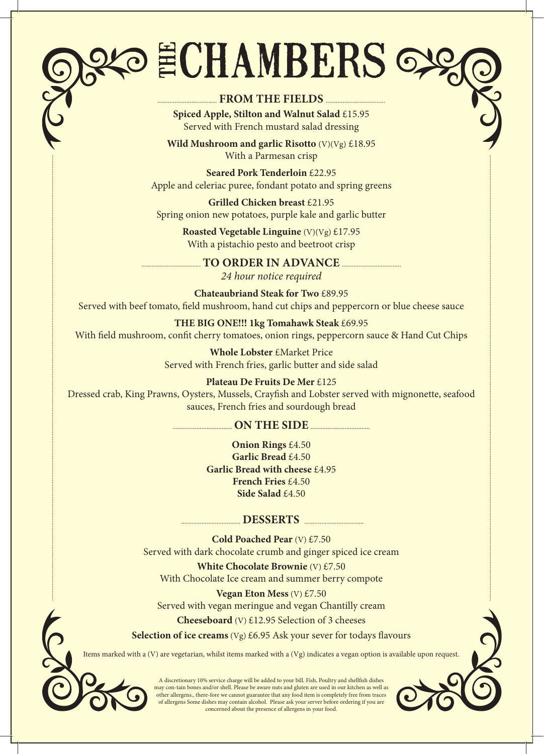# THE CHAMBERS

## FROM THE FIELDS

**Spiced Apple, Stilton and Walnut Salad** £15.95
Served with French mustard salad dressing

**Wild Mushroom and garlic Risotto** (V)(Vg) £18.95
With a Parmesan crisp

**Seared Pork Tenderloin** £22.95
Apple and celeriac puree, fondant potato and spring greens

**Grilled Chicken breast** £21.95
Spring onion new potatoes, purple kale and garlic butter

**Roasted Vegetable Linguine** (V)(Vg) £17.95
With a pistachio pesto and beetroot crisp

## TO ORDER IN ADVANCE

*24 hour notice required*

**Chateaubriand Steak for Two** £89.95
Served with beef tomato, field mushroom, hand cut chips and peppercorn or blue cheese sauce

**THE BIG ONE!!! 1kg Tomahawk Steak** £69.95
With field mushroom, confit cherry tomatoes, onion rings, peppercorn sauce & Hand Cut Chips

**Whole Lobster** £Market Price
Served with French fries, garlic butter and side salad

**Plateau De Fruits De Mer** £125
Dressed crab, King Prawns, Oysters, Mussels, Crayfish and Lobster served with mignonette, seafood sauces, French fries and sourdough bread

## ON THE SIDE

**Onion Rings** £4.50
**Garlic Bread** £4.50
**Garlic Bread with cheese** £4.95
**French Fries** £4.50
**Side Salad** £4.50

## DESSERTS

**Cold Poached Pear** (V) £7.50
Served with dark chocolate crumb and ginger spiced ice cream

**White Chocolate Brownie** (V) £7.50
With Chocolate Ice cream and summer berry compote

**Vegan Eton Mess** (V) £7.50
Served with vegan meringue and vegan Chantilly cream

**Cheeseboard** (V) £12.95 Selection of 3 cheeses

**Selection of ice creams** (Vg) £6.95 Ask your sever for todays flavours

Items marked with a (V) are vegetarian, whilst items marked with a (Vg) indicates a vegan option is available upon request.

A discretionary 10% service charge will be added to your bill. Fish, Poultry and shellfish dishes may con-tain bones and/or shell. Please be aware nuts and gluten are used in our kitchen as well as other allergens., there-fore we cannot guarantee that any food item is completely free from traces of allergens Some dishes may contain alcohol. Please ask your server before ordering if you are concerned about the presence of allergens in your food.